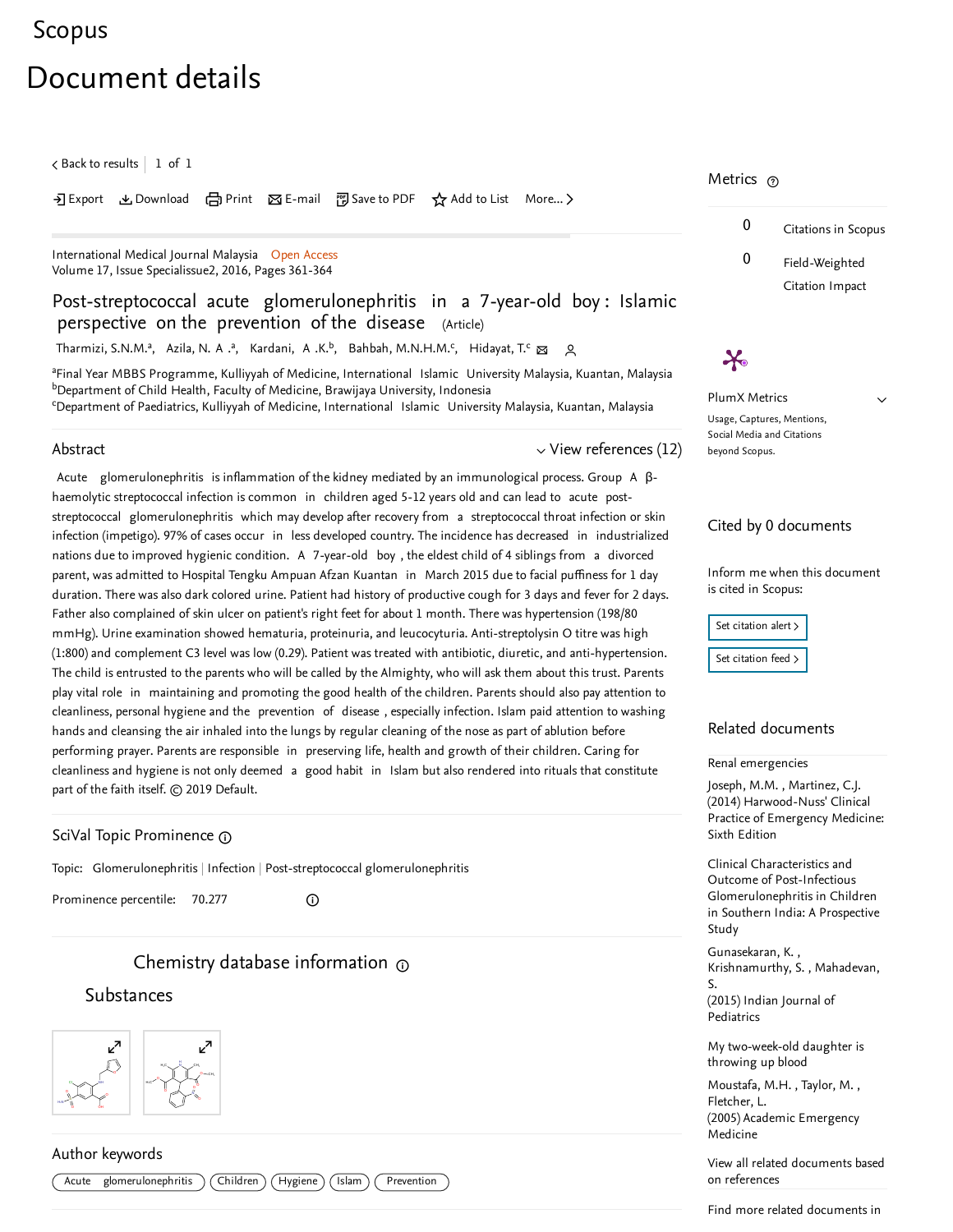Scopus

# Document details

< Back to results | 1 of 1

Export | Download | Print | E-mail | Save to PDF | Add to List | More...

International Medical Journal Malaysia Open Access
Volume 17, Issue Specialissue2, 2016, Pages 361-364

## Post-streptococcal acute glomerulonephritis in a 7-year-old boy: Islamic perspective on the prevention of the disease (Article)

Tharmizi, S.N.M.[a], Azila, N. A.[a], Kardani, A .K.[b], Bahbah, M.N.H.M.[c], Hidayat, T.[c]

[a]Final Year MBBS Programme, Kulliyyah of Medicine, International Islamic University Malaysia, Kuantan, Malaysia
[b]Department of Child Health, Faculty of Medicine, Brawijaya University, Indonesia
[c]Department of Paediatrics, Kulliyyah of Medicine, International Islamic University Malaysia, Kuantan, Malaysia

### Abstract

View references (12)

Acute glomerulonephritis is inflammation of the kidney mediated by an immunological process. Group A β-haemolytic streptococcal infection is common in children aged 5-12 years old and can lead to acute post-streptococcal glomerulonephritis which may develop after recovery from a streptococcal throat infection or skin infection (impetigo). 97% of cases occur in less developed country. The incidence has decreased in industrialized nations due to improved hygienic condition. A 7-year-old boy, the eldest child of 4 siblings from a divorced parent, was admitted to Hospital Tengku Ampuan Afzan Kuantan in March 2015 due to facial puffiness for 1 day duration. There was also dark colored urine. Patient had history of productive cough for 3 days and fever for 2 days. Father also complained of skin ulcer on patient's right feet for about 1 month. There was hypertension (198/80 mmHg). Urine examination showed hematuria, proteinuria, and leucocyturia. Anti-streptolysin O titre was high (1:800) and complement C3 level was low (0.29). Patient was treated with antibiotic, diuretic, and anti-hypertension. The child is entrusted to the parents who will be called by the Almighty, who will ask them about this trust. Parents play vital role in maintaining and promoting the good health of the children. Parents should also pay attention to cleanliness, personal hygiene and the prevention of disease, especially infection. Islam paid attention to washing hands and cleansing the air inhaled into the lungs by regular cleaning of the nose as part of ablution before performing prayer. Parents are responsible in preserving life, health and growth of their children. Caring for cleanliness and hygiene is not only deemed a good habit in Islam but also rendered into rituals that constitute part of the faith itself. © 2019 Default.

### SciVal Topic Prominence

Topic: Glomerulonephritis | Infection | Post-streptococcal glomerulonephritis

Prominence percentile: 70.277

### Chemistry database information

#### Substances

### Author keywords

Acute glomerulonephritis | Children | Hygiene | Islam | Prevention

### Metrics

0 Citations in Scopus

0 Field-Weighted Citation Impact

PlumX Metrics

Usage, Captures, Mentions, Social Media and Citations beyond Scopus.

### Cited by 0 documents

Inform me when this document is cited in Scopus:

Set citation alert >

Set citation feed >

### Related documents

Renal emergencies

Joseph, M.M. , Martinez, C.J.
(2014) Harwood-Nuss' Clinical Practice of Emergency Medicine: Sixth Edition

Clinical Characteristics and Outcome of Post-Infectious Glomerulonephritis in Children in Southern India: A Prospective Study

Gunasekaran, K. , Krishnamurthy, S. , Mahadevan, S.
(2015) Indian Journal of Pediatrics

My two-week-old daughter is throwing up blood

Moustafa, M.H. , Taylor, M. , Fletcher, L.
(2005) Academic Emergency Medicine

View all related documents based on references

Find more related documents in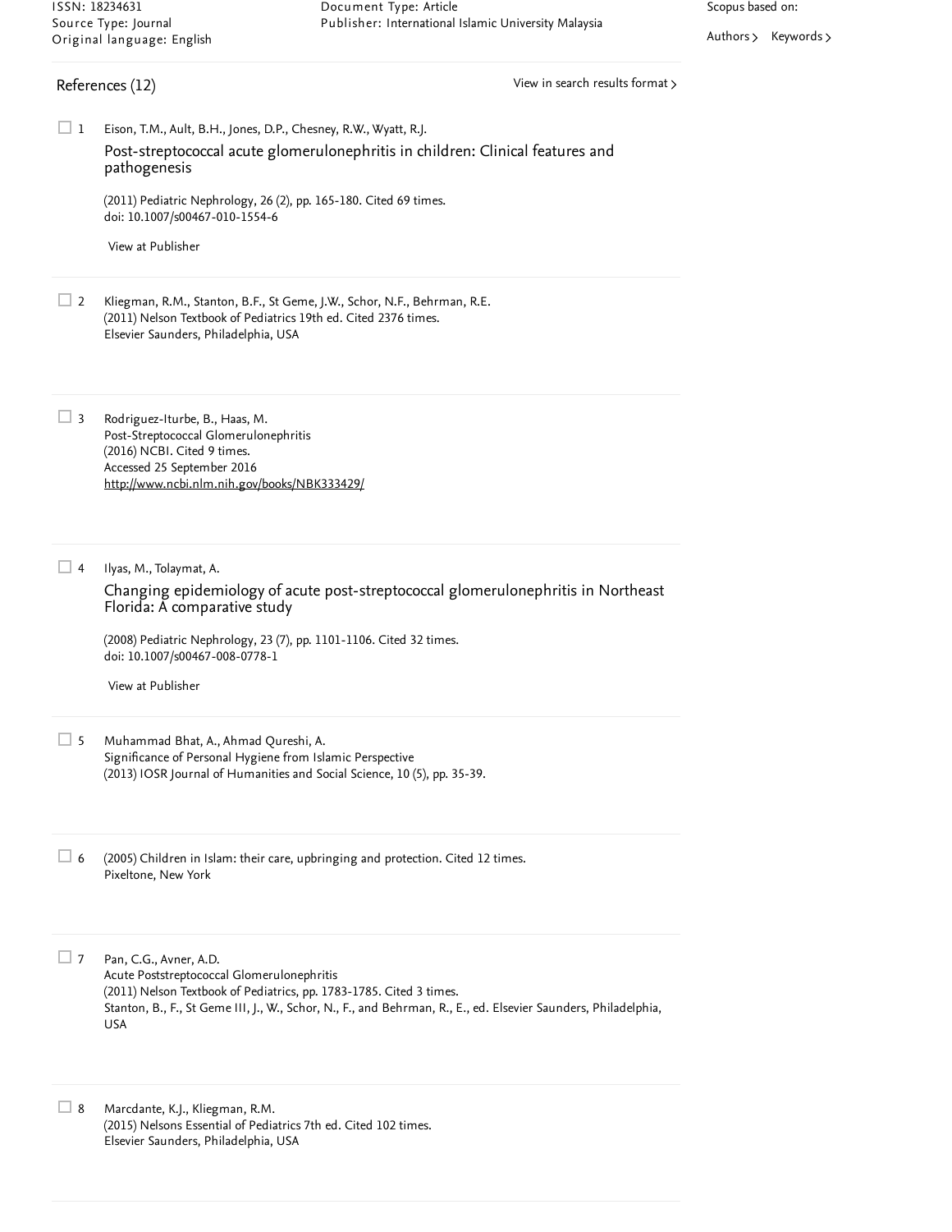ISSN: 18234631
Source Type: Journal
Original language: English

Document Type: Article
Publisher: International Islamic University Malaysia

Scopus based on:

Authors > Keywords >

## References (12)

View in search results format >

1. Eison, T.M., Ault, B.H., Jones, D.P., Chesney, R.W., Wyatt, R.J.
   **Post-streptococcal acute glomerulonephritis in children: Clinical features and pathogenesis**
   (2011) Pediatric Nephrology, 26 (2), pp. 165-180. Cited 69 times.
   doi: 10.1007/s00467-010-1554-6
   View at Publisher

2. Kliegman, R.M., Stanton, B.F., St Geme, J.W., Schor, N.F., Behrman, R.E.
   (2011) Nelson Textbook of Pediatrics 19th ed. Cited 2376 times.
   Elsevier Saunders, Philadelphia, USA

3. Rodriguez-Iturbe, B., Haas, M.
   Post-Streptococcal Glomerulonephritis
   (2016) NCBI. Cited 9 times.
   Accessed 25 September 2016
   http://www.ncbi.nlm.nih.gov/books/NBK333429/

4. Ilyas, M., Tolaymat, A.
   **Changing epidemiology of acute post-streptococcal glomerulonephritis in Northeast Florida: A comparative study**
   (2008) Pediatric Nephrology, 23 (7), pp. 1101-1106. Cited 32 times.
   doi: 10.1007/s00467-008-0778-1
   View at Publisher

5. Muhammad Bhat, A., Ahmad Qureshi, A.
   Significance of Personal Hygiene from Islamic Perspective
   (2013) IOSR Journal of Humanities and Social Science, 10 (5), pp. 35-39.

6. (2005) Children in Islam: their care, upbringing and protection. Cited 12 times.
   Pixeltone, New York

7. Pan, C.G., Avner, A.D.
   Acute Poststreptococcal Glomerulonephritis
   (2011) Nelson Textbook of Pediatrics, pp. 1783-1785. Cited 3 times.
   Stanton, B., F., St Geme III, J., W., Schor, N., F., and Behrman, R., E., ed. Elsevier Saunders, Philadelphia, USA

8. Marcdante, K.J., Kliegman, R.M.
   (2015) Nelsons Essential of Pediatrics 7th ed. Cited 102 times.
   Elsevier Saunders, Philadelphia, USA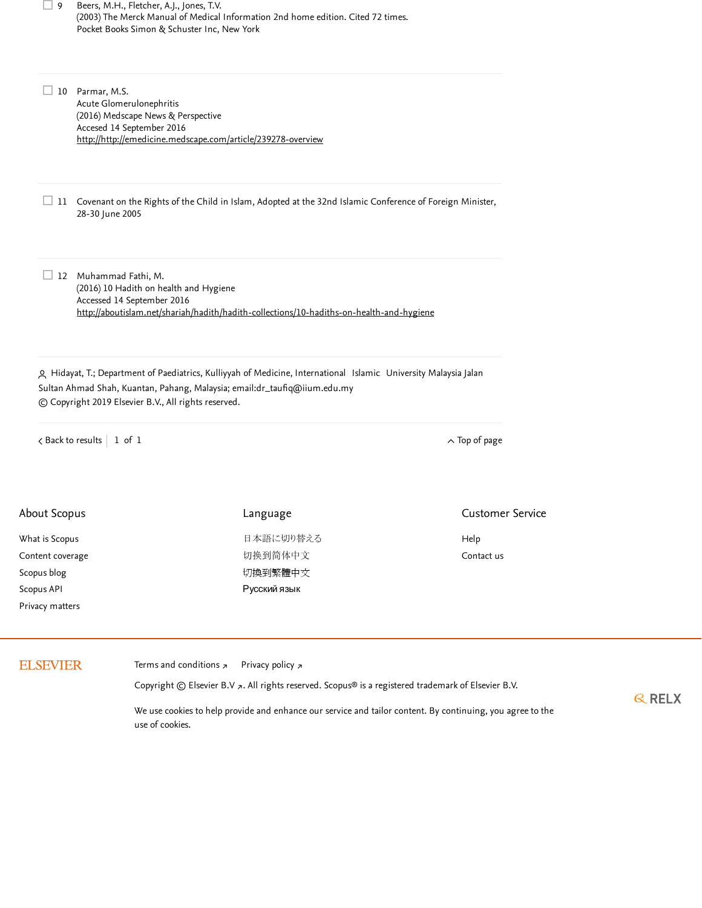9 Beers, M.H., Fletcher, A.J., Jones, T.V.
(2003) The Merck Manual of Medical Information 2nd home edition. Cited 72 times.
Pocket Books Simon & Schuster Inc, New York

10 Parmar, M.S.
Acute Glomerulonephritis
(2016) Medscape News & Perspective
Accesed 14 September 2016
http://http://emedicine.medscape.com/article/239278-overview

11 Covenant on the Rights of the Child in Islam, Adopted at the 32nd Islamic Conference of Foreign Minister, 28-30 June 2005

12 Muhammad Fathi, M.
(2016) 10 Hadith on health and Hygiene
Accessed 14 September 2016
http://aboutislam.net/shariah/hadith/hadith-collections/10-hadiths-on-health-and-hygiene

Hidayat, T.; Department of Paediatrics, Kulliyyah of Medicine, International Islamic University Malaysia Jalan Sultan Ahmad Shah, Kuantan, Pahang, Malaysia; email:dr_taufiq@iium.edu.my
© Copyright 2019 Elsevier B.V., All rights reserved.

Back to results | 1 of 1 Top of page

## About Scopus

What is Scopus
Content coverage
Scopus blog
Scopus API
Privacy matters

## Language

日本語に切り替える
切换到简体中文
切換到繁體中文
Русский язык

## Customer Service

Help
Contact us

ELSEVIER

Terms and conditions ↗ Privacy policy ↗

Copyright © Elsevier B.V ↗. All rights reserved. Scopus® is a registered trademark of Elsevier B.V.

We use cookies to help provide and enhance our service and tailor content. By continuing, you agree to the use of cookies.

RELX